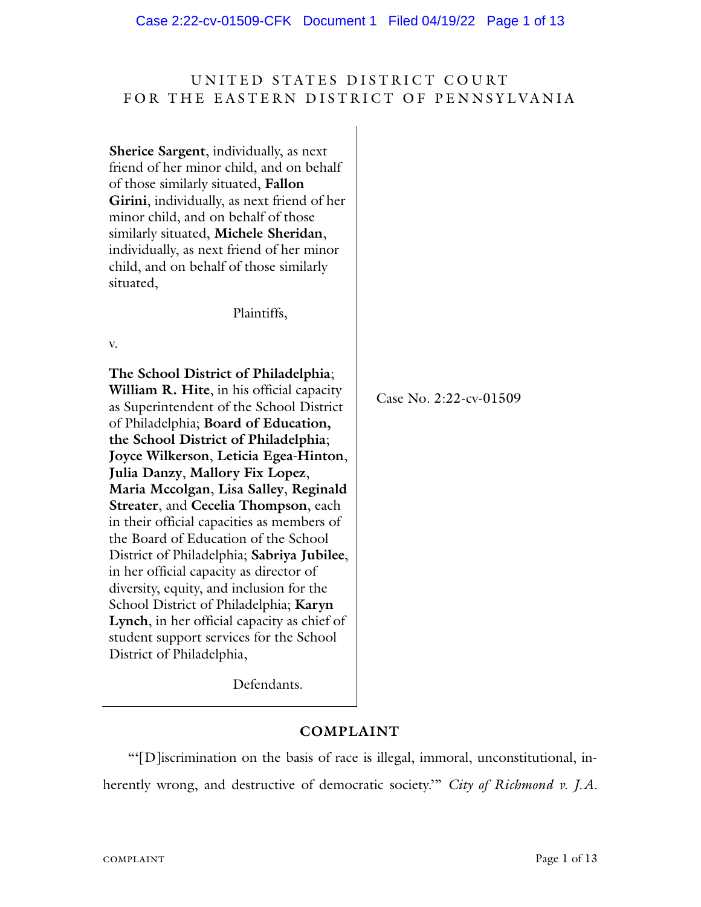UNITED STATES DISTRICT COURT
FOR THE EASTERN DISTRICT OF PENNSYLVANIA

**Sherice Sargent**, individually, as next friend of her minor child, and on behalf of those similarly situated, **Fallon Girini**, individually, as next friend of her minor child, and on behalf of those similarly situated, **Michele Sheridan**, individually, as next friend of her minor child, and on behalf of those similarly situated,

Plaintiffs,

v.

**The School District of Philadelphia**; **William R. Hite**, in his official capacity as Superintendent of the School District of Philadelphia; **Board of Education, the School District of Philadelphia**; **Joyce Wilkerson**, **Leticia Egea-Hinton**, **Julia Danzy**, **Mallory Fix Lopez**, **Maria Mccolgan**, **Lisa Salley**, **Reginald Streater**, and **Cecelia Thompson**, each in their official capacities as members of the Board of Education of the School District of Philadelphia; **Sabriya Jubilee**, in her official capacity as director of diversity, equity, and inclusion for the School District of Philadelphia; **Karyn Lynch**, in her official capacity as chief of student support services for the School District of Philadelphia,

Defendants.

Case No. 2:22-cv-01509

## COMPLAINT

"'[D]iscrimination on the basis of race is illegal, immoral, unconstitutional, inherently wrong, and destructive of democratic society.'" *City of Richmond v. J.A.*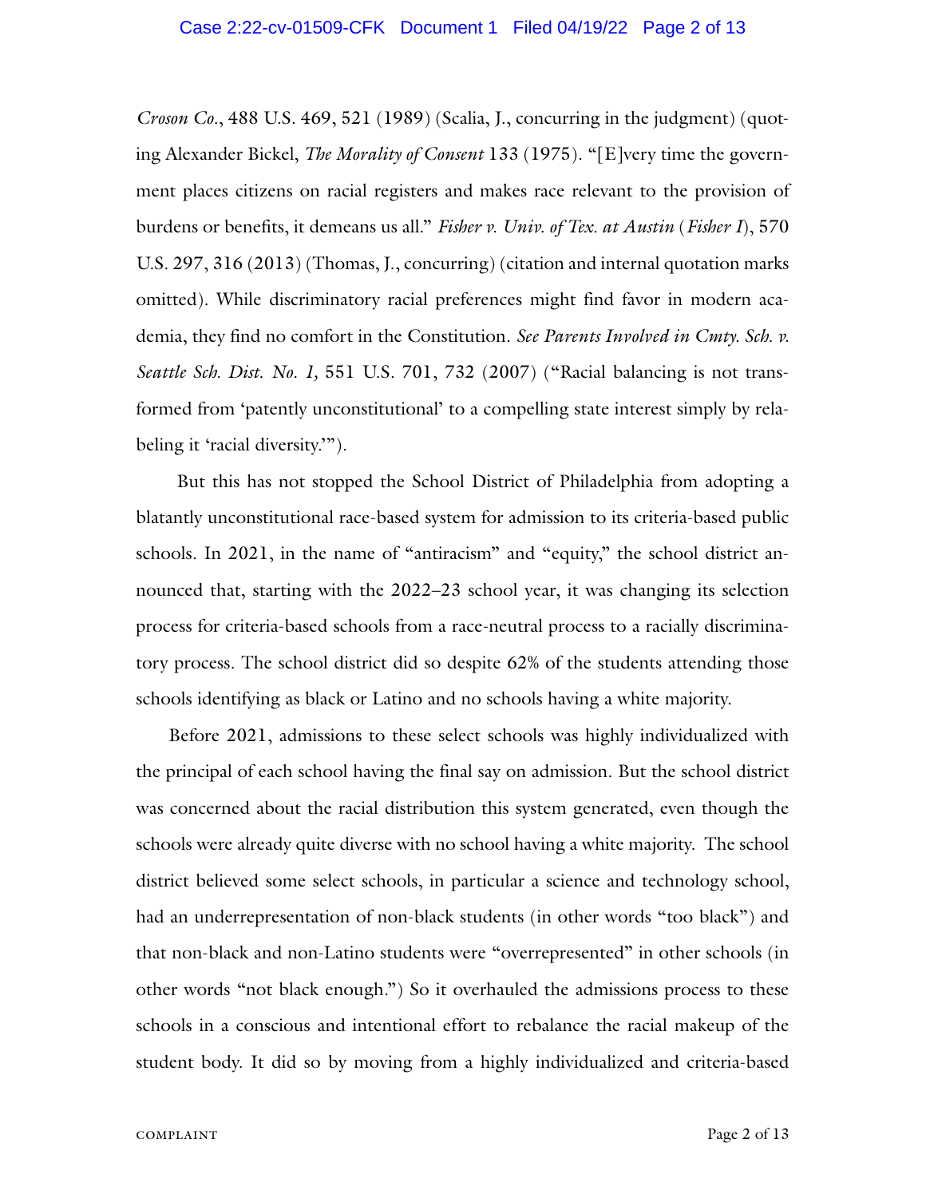*Croson Co.*, 488 U.S. 469, 521 (1989) (Scalia, J., concurring in the judgment) (quoting Alexander Bickel, *The Morality of Consent* 133 (1975). "[E]very time the government places citizens on racial registers and makes race relevant to the provision of burdens or benefits, it demeans us all." *Fisher v. Univ. of Tex. at Austin* (*Fisher I*), 570 U.S. 297, 316 (2013) (Thomas, J., concurring) (citation and internal quotation marks omitted). While discriminatory racial preferences might find favor in modern academia, they find no comfort in the Constitution. *See Parents Involved in Cmty. Sch. v. Seattle Sch. Dist. No. 1,* 551 U.S. 701, 732 (2007) ("Racial balancing is not transformed from 'patently unconstitutional' to a compelling state interest simply by relabeling it 'racial diversity.'").

But this has not stopped the School District of Philadelphia from adopting a blatantly unconstitutional race-based system for admission to its criteria-based public schools. In 2021, in the name of "antiracism" and "equity," the school district announced that, starting with the 2022–23 school year, it was changing its selection process for criteria-based schools from a race-neutral process to a racially discriminatory process. The school district did so despite 62% of the students attending those schools identifying as black or Latino and no schools having a white majority.

Before 2021, admissions to these select schools was highly individualized with the principal of each school having the final say on admission. But the school district was concerned about the racial distribution this system generated, even though the schools were already quite diverse with no school having a white majority. The school district believed some select schools, in particular a science and technology school, had an underrepresentation of non-black students (in other words "too black") and that non-black and non-Latino students were "overrepresented" in other schools (in other words "not black enough.") So it overhauled the admissions process to these schools in a conscious and intentional effort to rebalance the racial makeup of the student body. It did so by moving from a highly individualized and criteria-based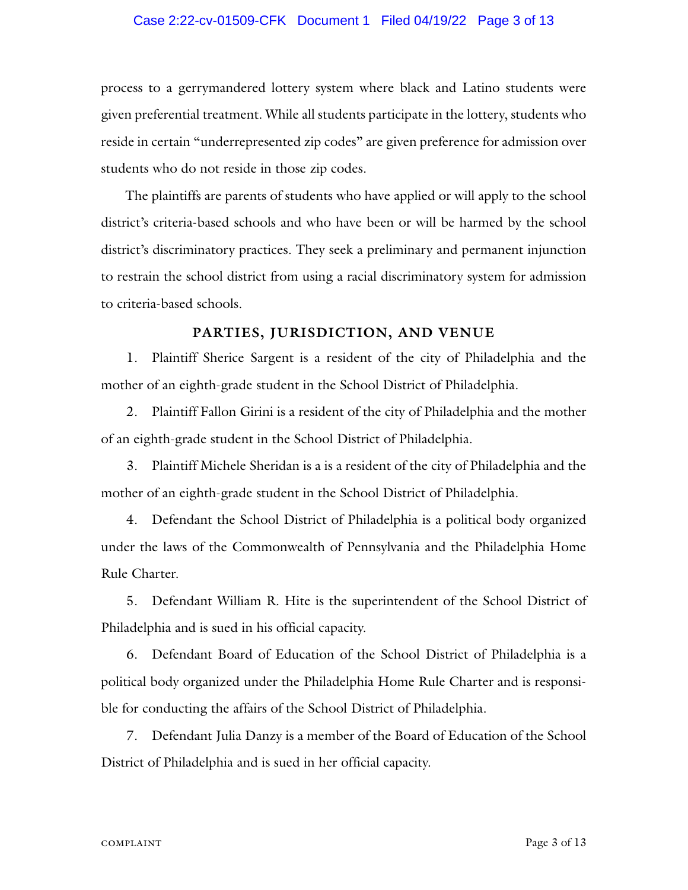process to a gerrymandered lottery system where black and Latino students were given preferential treatment. While all students participate in the lottery, students who reside in certain "underrepresented zip codes" are given preference for admission over students who do not reside in those zip codes.

The plaintiffs are parents of students who have applied or will apply to the school district's criteria-based schools and who have been or will be harmed by the school district's discriminatory practices. They seek a preliminary and permanent injunction to restrain the school district from using a racial discriminatory system for admission to criteria-based schools.

## PARTIES, JURISDICTION, AND VENUE

1. Plaintiff Sherice Sargent is a resident of the city of Philadelphia and the mother of an eighth-grade student in the School District of Philadelphia.

2. Plaintiff Fallon Girini is a resident of the city of Philadelphia and the mother of an eighth-grade student in the School District of Philadelphia.

3. Plaintiff Michele Sheridan is a is a resident of the city of Philadelphia and the mother of an eighth-grade student in the School District of Philadelphia.

4. Defendant the School District of Philadelphia is a political body organized under the laws of the Commonwealth of Pennsylvania and the Philadelphia Home Rule Charter.

5. Defendant William R. Hite is the superintendent of the School District of Philadelphia and is sued in his official capacity.

6. Defendant Board of Education of the School District of Philadelphia is a political body organized under the Philadelphia Home Rule Charter and is responsible for conducting the affairs of the School District of Philadelphia.

7. Defendant Julia Danzy is a member of the Board of Education of the School District of Philadelphia and is sued in her official capacity.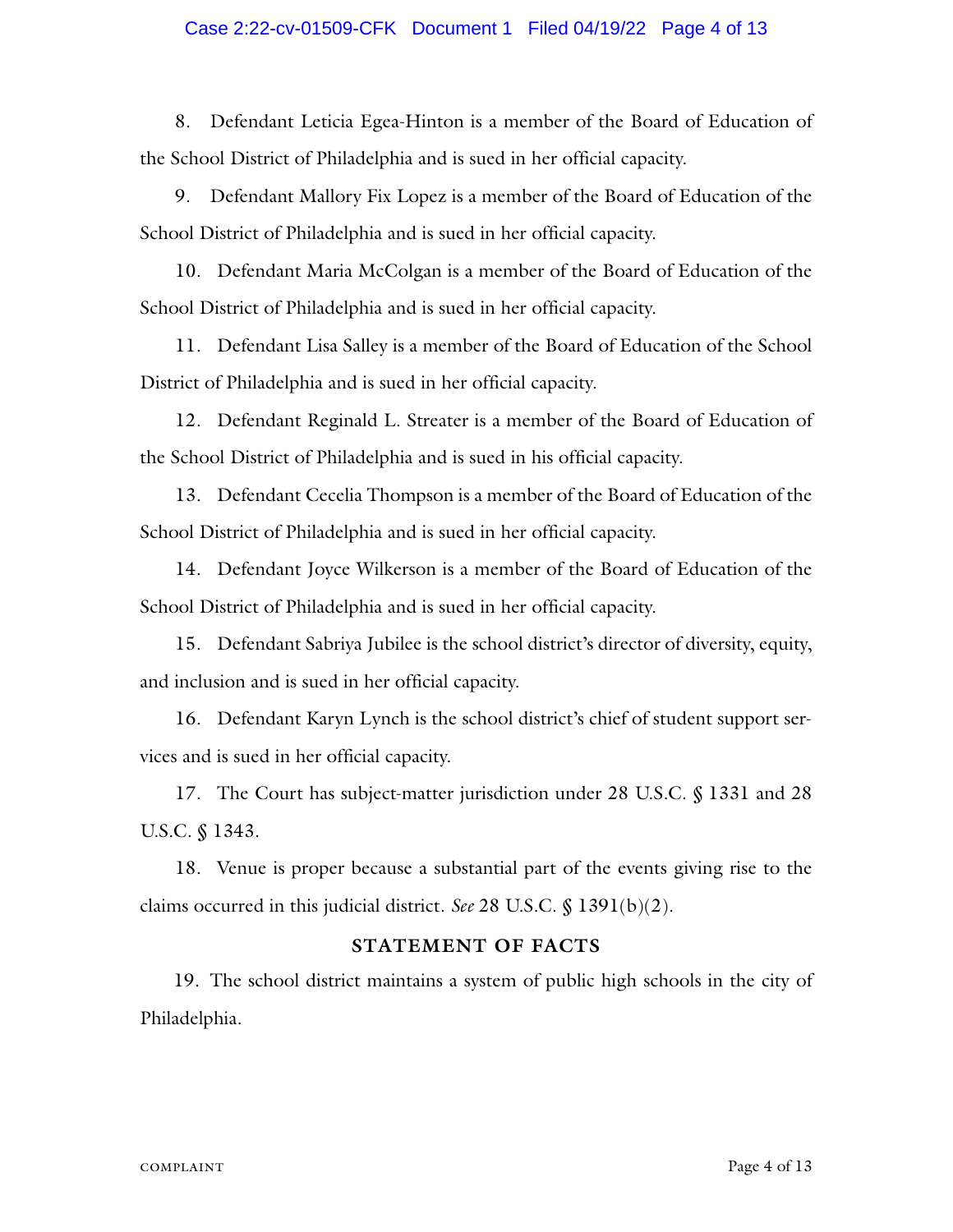8. Defendant Leticia Egea-Hinton is a member of the Board of Education of the School District of Philadelphia and is sued in her official capacity.

9. Defendant Mallory Fix Lopez is a member of the Board of Education of the School District of Philadelphia and is sued in her official capacity.

10. Defendant Maria McColgan is a member of the Board of Education of the School District of Philadelphia and is sued in her official capacity.

11. Defendant Lisa Salley is a member of the Board of Education of the School District of Philadelphia and is sued in her official capacity.

12. Defendant Reginald L. Streater is a member of the Board of Education of the School District of Philadelphia and is sued in his official capacity.

13. Defendant Cecelia Thompson is a member of the Board of Education of the School District of Philadelphia and is sued in her official capacity.

14. Defendant Joyce Wilkerson is a member of the Board of Education of the School District of Philadelphia and is sued in her official capacity.

15. Defendant Sabriya Jubilee is the school district's director of diversity, equity, and inclusion and is sued in her official capacity.

16. Defendant Karyn Lynch is the school district's chief of student support services and is sued in her official capacity.

17. The Court has subject-matter jurisdiction under 28 U.S.C. § 1331 and 28 U.S.C. § 1343.

18. Venue is proper because a substantial part of the events giving rise to the claims occurred in this judicial district. *See* 28 U.S.C. § 1391(b)(2).

## STATEMENT OF FACTS

19. The school district maintains a system of public high schools in the city of Philadelphia.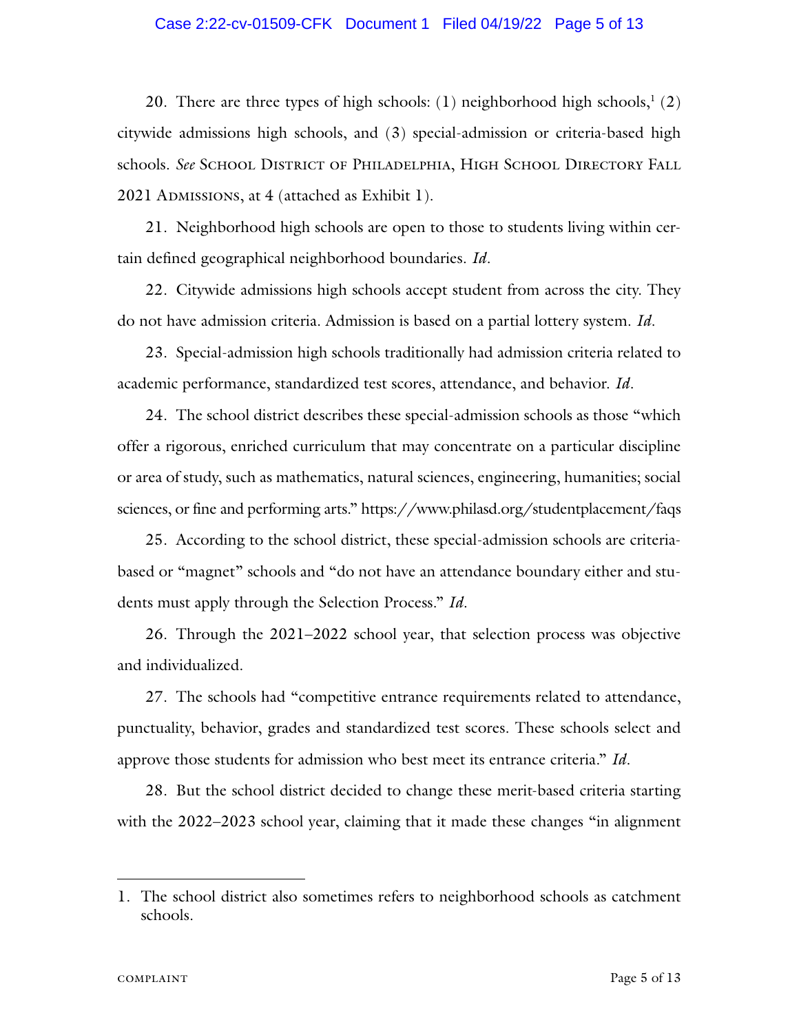20. There are three types of high schools: (1) neighborhood high schools,[1] (2) citywide admissions high schools, and (3) special-admission or criteria-based high schools. *See* School District of Philadelphia, High School Directory Fall 2021 Admissions, at 4 (attached as Exhibit 1).

21. Neighborhood high schools are open to those to students living within certain defined geographical neighborhood boundaries. *Id*.

22. Citywide admissions high schools accept student from across the city. They do not have admission criteria. Admission is based on a partial lottery system. *Id*.

23. Special-admission high schools traditionally had admission criteria related to academic performance, standardized test scores, attendance, and behavior. *Id*.

24. The school district describes these special-admission schools as those "which offer a rigorous, enriched curriculum that may concentrate on a particular discipline or area of study, such as mathematics, natural sciences, engineering, humanities; social sciences, or fine and performing arts." https://www.philasd.org/studentplacement/faqs

25. According to the school district, these special-admission schools are criteria-based or "magnet" schools and "do not have an attendance boundary either and students must apply through the Selection Process." *Id*.

26. Through the 2021–2022 school year, that selection process was objective and individualized.

27. The schools had "competitive entrance requirements related to attendance, punctuality, behavior, grades and standardized test scores. These schools select and approve those students for admission who best meet its entrance criteria." *Id*.

28. But the school district decided to change these merit-based criteria starting with the 2022–2023 school year, claiming that it made these changes "in alignment

---

1. The school district also sometimes refers to neighborhood schools as catchment schools.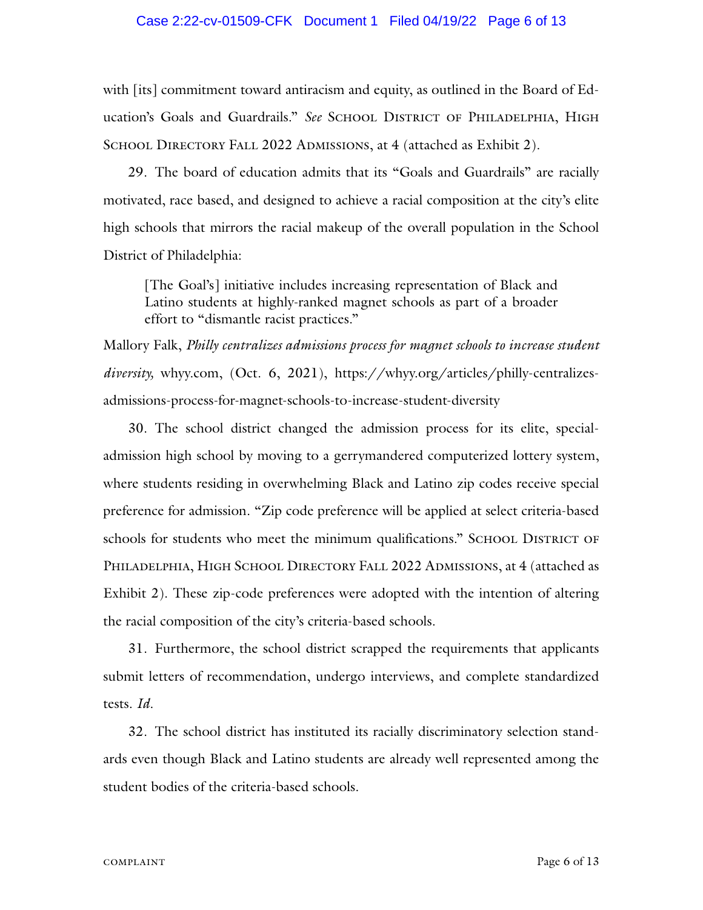with [its] commitment toward antiracism and equity, as outlined in the Board of Education's Goals and Guardrails." *See* School District of Philadelphia, High School Directory Fall 2022 Admissions, at 4 (attached as Exhibit 2).

29. The board of education admits that its "Goals and Guardrails" are racially motivated, race based, and designed to achieve a racial composition at the city's elite high schools that mirrors the racial makeup of the overall population in the School District of Philadelphia:

> [The Goal's] initiative includes increasing representation of Black and Latino students at highly-ranked magnet schools as part of a broader effort to "dismantle racist practices."

Mallory Falk, *Philly centralizes admissions process for magnet schools to increase student diversity,* whyy.com, (Oct. 6, 2021), https://whyy.org/articles/philly-centralizes-admissions-process-for-magnet-schools-to-increase-student-diversity

30. The school district changed the admission process for its elite, special-admission high school by moving to a gerrymandered computerized lottery system, where students residing in overwhelming Black and Latino zip codes receive special preference for admission. "Zip code preference will be applied at select criteria-based schools for students who meet the minimum qualifications." School District of Philadelphia, High School Directory Fall 2022 Admissions, at 4 (attached as Exhibit 2). These zip-code preferences were adopted with the intention of altering the racial composition of the city's criteria-based schools.

31. Furthermore, the school district scrapped the requirements that applicants submit letters of recommendation, undergo interviews, and complete standardized tests. *Id.*

32. The school district has instituted its racially discriminatory selection standards even though Black and Latino students are already well represented among the student bodies of the criteria-based schools.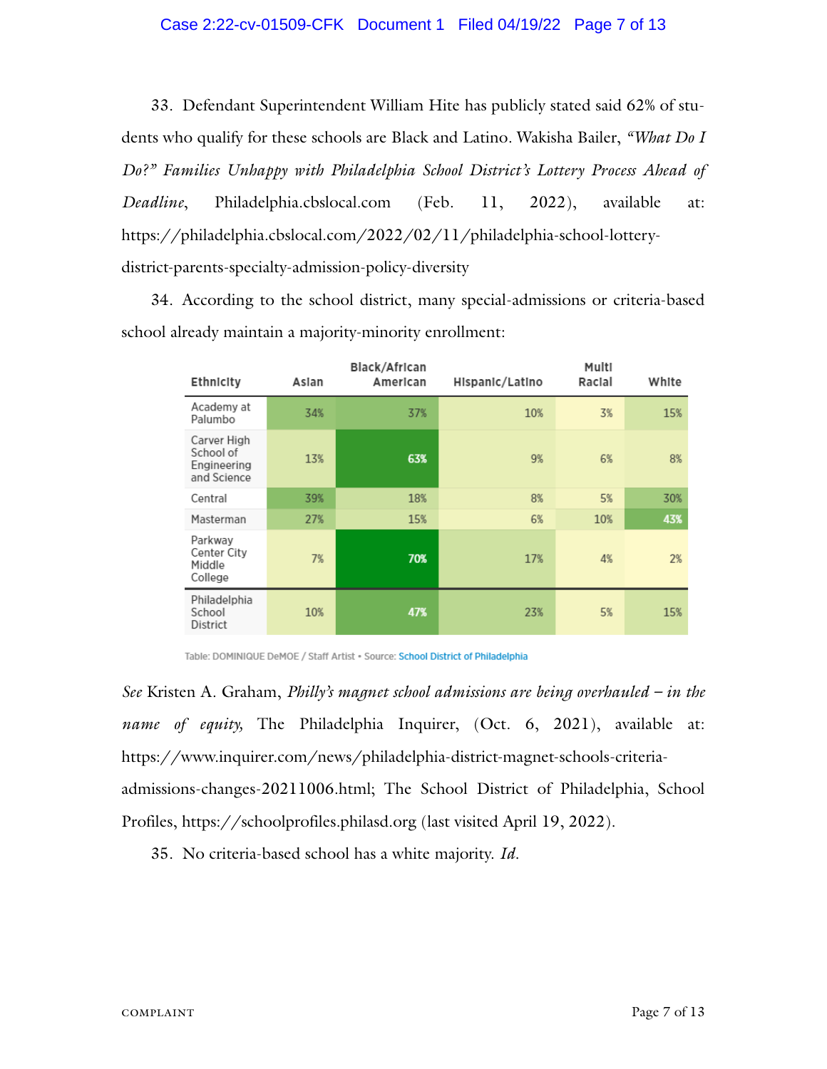33. Defendant Superintendent William Hite has publicly stated said 62% of students who qualify for these schools are Black and Latino. Wakisha Bailer, *"What Do I Do?" Families Unhappy with Philadelphia School District's Lottery Process Ahead of Deadline*, Philadelphia.cbslocal.com (Feb. 11, 2022), available at: https://philadelphia.cbslocal.com/2022/02/11/philadelphia-school-lottery-district-parents-specialty-admission-policy-diversity

34. According to the school district, many special-admissions or criteria-based school already maintain a majority-minority enrollment:

| Ethnicity | Asian | Black/African American | Hispanic/Latino | Multi Racial | White |
|---|---|---|---|---|---|
| Academy at Palumbo | 34% | 37% | 10% | 3% | 15% |
| Carver High School of Engineering and Science | 13% | 63% | 9% | 6% | 8% |
| Central | 39% | 18% | 8% | 5% | 30% |
| Masterman | 27% | 15% | 6% | 10% | 43% |
| Parkway Center City Middle College | 7% | 70% | 17% | 4% | 2% |
| Philadelphia School District | 10% | 47% | 23% | 5% | 15% |

Table: DOMINIQUE DeMOE / Staff Artist • Source: School District of Philadelphia

*See* Kristen A. Graham, *Philly's magnet school admissions are being overhauled – in the name of equity,* The Philadelphia Inquirer, (Oct. 6, 2021), available at: https://www.inquirer.com/news/philadelphia-district-magnet-schools-criteria-admissions-changes-20211006.html; The School District of Philadelphia, School Profiles, https://schoolprofiles.philasd.org (last visited April 19, 2022).

35. No criteria-based school has a white majority. *Id.*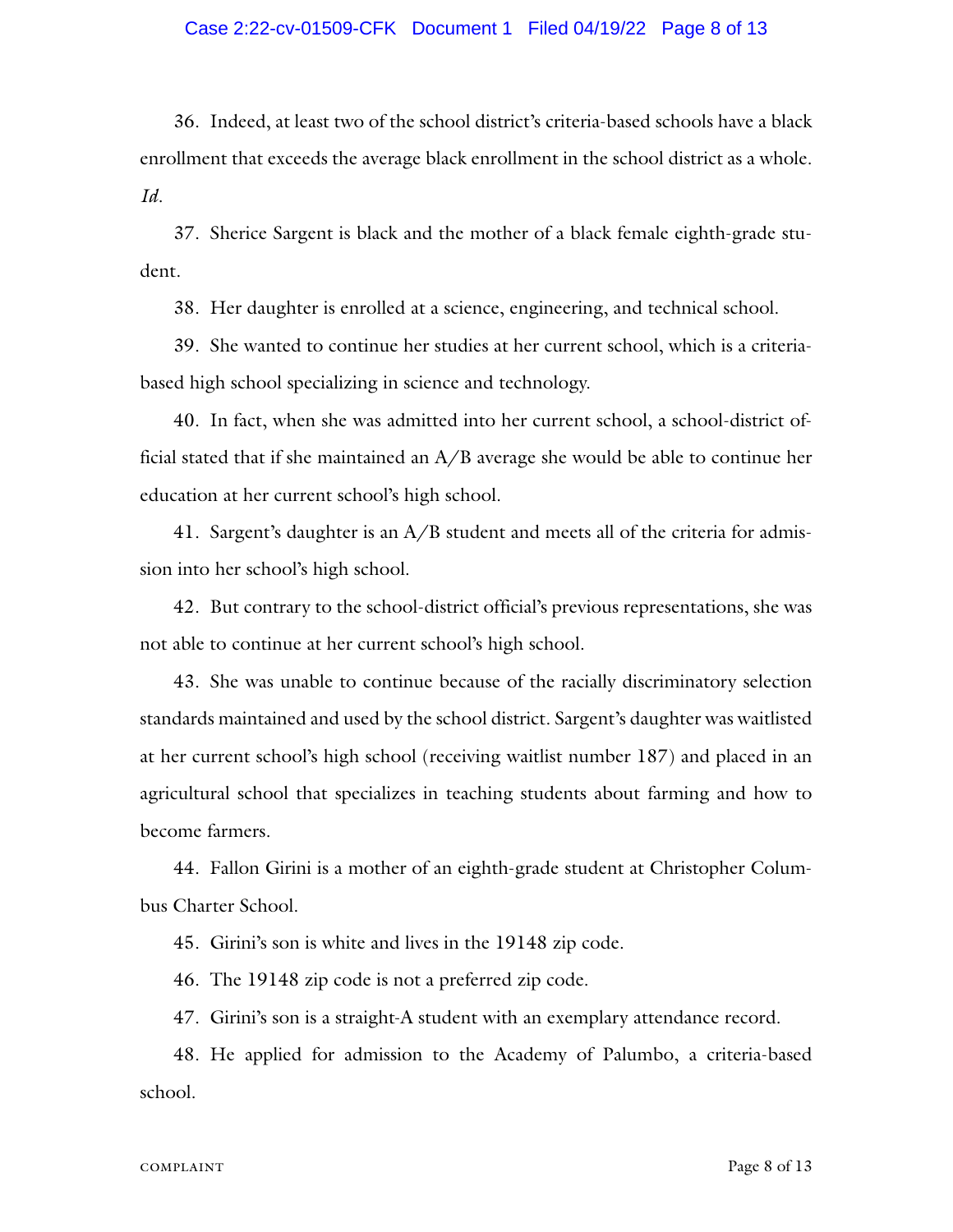36. Indeed, at least two of the school district's criteria-based schools have a black enrollment that exceeds the average black enrollment in the school district as a whole. *Id.*

37. Sherice Sargent is black and the mother of a black female eighth-grade student.

38. Her daughter is enrolled at a science, engineering, and technical school.

39. She wanted to continue her studies at her current school, which is a criteria-based high school specializing in science and technology.

40. In fact, when she was admitted into her current school, a school-district official stated that if she maintained an A/B average she would be able to continue her education at her current school's high school.

41. Sargent's daughter is an A/B student and meets all of the criteria for admission into her school's high school.

42. But contrary to the school-district official's previous representations, she was not able to continue at her current school's high school.

43. She was unable to continue because of the racially discriminatory selection standards maintained and used by the school district. Sargent's daughter was waitlisted at her current school's high school (receiving waitlist number 187) and placed in an agricultural school that specializes in teaching students about farming and how to become farmers.

44. Fallon Girini is a mother of an eighth-grade student at Christopher Columbus Charter School.

45. Girini's son is white and lives in the 19148 zip code.

46. The 19148 zip code is not a preferred zip code.

47. Girini's son is a straight-A student with an exemplary attendance record.

48. He applied for admission to the Academy of Palumbo, a criteria-based school.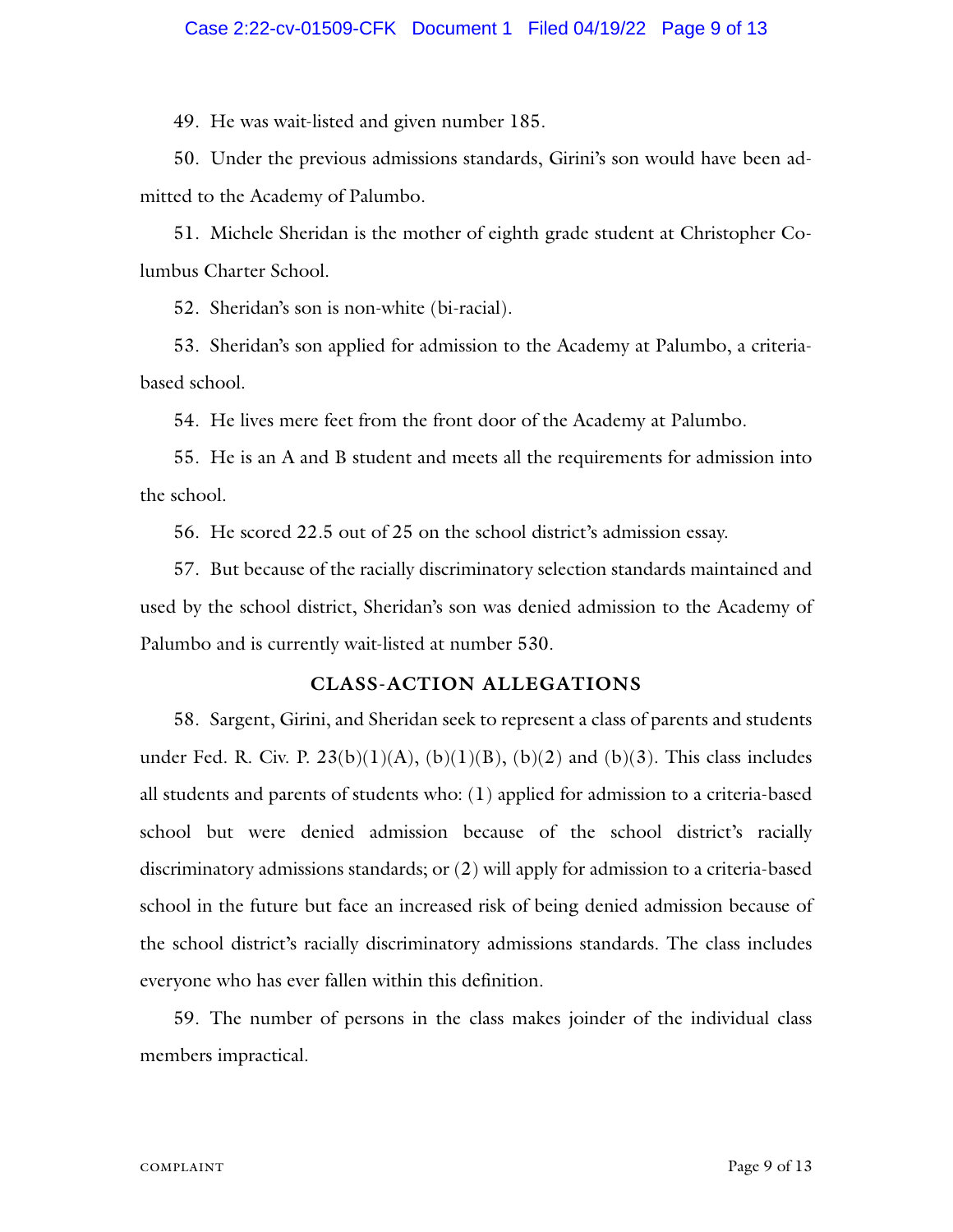49. He was wait-listed and given number 185.

50. Under the previous admissions standards, Girini's son would have been admitted to the Academy of Palumbo.

51. Michele Sheridan is the mother of eighth grade student at Christopher Columbus Charter School.

52. Sheridan's son is non-white (bi-racial).

53. Sheridan's son applied for admission to the Academy at Palumbo, a criteria-based school.

54. He lives mere feet from the front door of the Academy at Palumbo.

55. He is an A and B student and meets all the requirements for admission into the school.

56. He scored 22.5 out of 25 on the school district's admission essay.

57. But because of the racially discriminatory selection standards maintained and used by the school district, Sheridan's son was denied admission to the Academy of Palumbo and is currently wait-listed at number 530.

## CLASS-ACTION ALLEGATIONS

58. Sargent, Girini, and Sheridan seek to represent a class of parents and students under Fed. R. Civ. P. 23(b)(1)(A), (b)(1)(B), (b)(2) and (b)(3). This class includes all students and parents of students who: (1) applied for admission to a criteria-based school but were denied admission because of the school district's racially discriminatory admissions standards; or (2) will apply for admission to a criteria-based school in the future but face an increased risk of being denied admission because of the school district's racially discriminatory admissions standards. The class includes everyone who has ever fallen within this definition.

59. The number of persons in the class makes joinder of the individual class members impractical.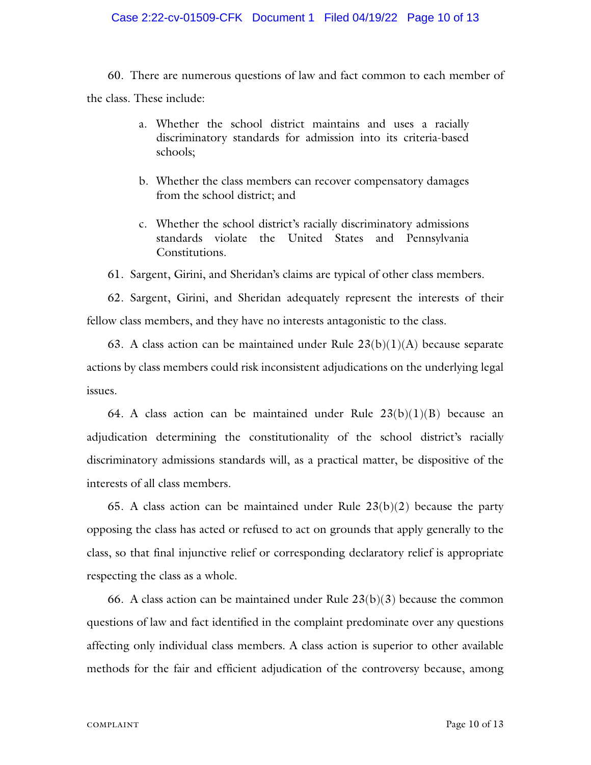60. There are numerous questions of law and fact common to each member of the class. These include:

a. Whether the school district maintains and uses a racially discriminatory standards for admission into its criteria-based schools;

b. Whether the class members can recover compensatory damages from the school district; and

c. Whether the school district's racially discriminatory admissions standards violate the United States and Pennsylvania Constitutions.

61. Sargent, Girini, and Sheridan's claims are typical of other class members.

62. Sargent, Girini, and Sheridan adequately represent the interests of their fellow class members, and they have no interests antagonistic to the class.

63. A class action can be maintained under Rule 23(b)(1)(A) because separate actions by class members could risk inconsistent adjudications on the underlying legal issues.

64. A class action can be maintained under Rule 23(b)(1)(B) because an adjudication determining the constitutionality of the school district's racially discriminatory admissions standards will, as a practical matter, be dispositive of the interests of all class members.

65. A class action can be maintained under Rule 23(b)(2) because the party opposing the class has acted or refused to act on grounds that apply generally to the class, so that final injunctive relief or corresponding declaratory relief is appropriate respecting the class as a whole.

66. A class action can be maintained under Rule 23(b)(3) because the common questions of law and fact identified in the complaint predominate over any questions affecting only individual class members. A class action is superior to other available methods for the fair and efficient adjudication of the controversy because, among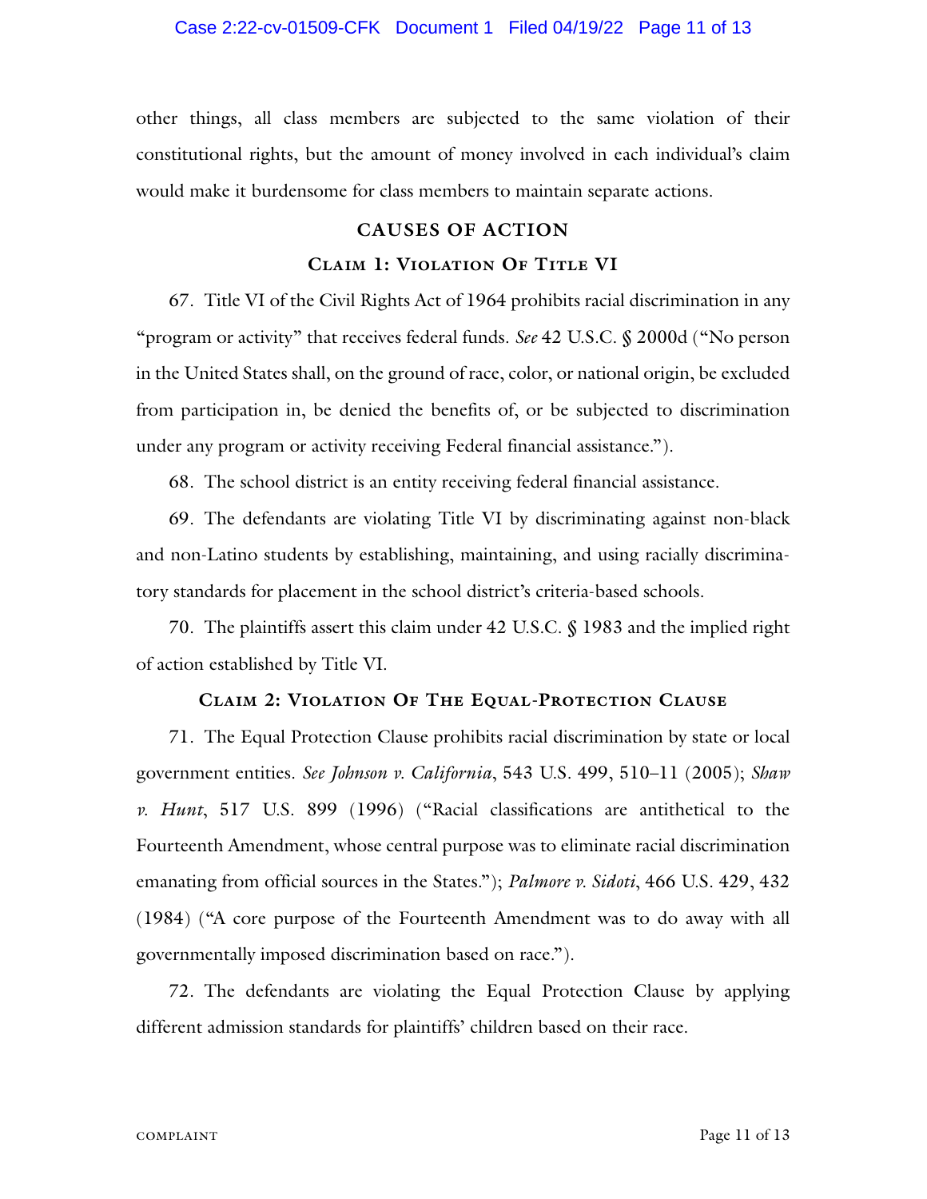other things, all class members are subjected to the same violation of their constitutional rights, but the amount of money involved in each individual's claim would make it burdensome for class members to maintain separate actions.

## CAUSES OF ACTION

### Claim 1: Violation Of Title VI

67. Title VI of the Civil Rights Act of 1964 prohibits racial discrimination in any "program or activity" that receives federal funds. *See* 42 U.S.C. § 2000d ("No person in the United States shall, on the ground of race, color, or national origin, be excluded from participation in, be denied the benefits of, or be subjected to discrimination under any program or activity receiving Federal financial assistance.").

68. The school district is an entity receiving federal financial assistance.

69. The defendants are violating Title VI by discriminating against non-black and non-Latino students by establishing, maintaining, and using racially discriminatory standards for placement in the school district's criteria-based schools.

70. The plaintiffs assert this claim under 42 U.S.C. § 1983 and the implied right of action established by Title VI.

### Claim 2: Violation Of The Equal-Protection Clause

71. The Equal Protection Clause prohibits racial discrimination by state or local government entities. *See Johnson v. California*, 543 U.S. 499, 510–11 (2005); *Shaw v. Hunt*, 517 U.S. 899 (1996) ("Racial classifications are antithetical to the Fourteenth Amendment, whose central purpose was to eliminate racial discrimination emanating from official sources in the States."); *Palmore v. Sidoti*, 466 U.S. 429, 432 (1984) ("A core purpose of the Fourteenth Amendment was to do away with all governmentally imposed discrimination based on race.").

72. The defendants are violating the Equal Protection Clause by applying different admission standards for plaintiffs' children based on their race.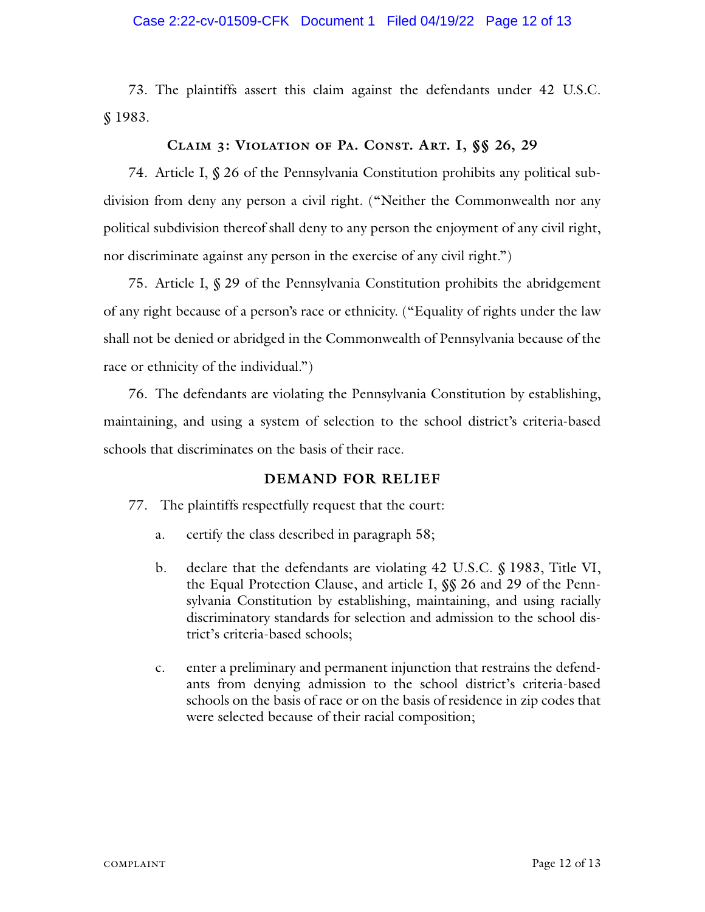73. The plaintiffs assert this claim against the defendants under 42 U.S.C. § 1983.

### Claim 3: Violation of Pa. Const. Art. I, §§ 26, 29

74. Article I, § 26 of the Pennsylvania Constitution prohibits any political subdivision from deny any person a civil right. ("Neither the Commonwealth nor any political subdivision thereof shall deny to any person the enjoyment of any civil right, nor discriminate against any person in the exercise of any civil right.")

75. Article I, § 29 of the Pennsylvania Constitution prohibits the abridgement of any right because of a person's race or ethnicity. ("Equality of rights under the law shall not be denied or abridged in the Commonwealth of Pennsylvania because of the race or ethnicity of the individual.")

76. The defendants are violating the Pennsylvania Constitution by establishing, maintaining, and using a system of selection to the school district's criteria-based schools that discriminates on the basis of their race.

### DEMAND FOR RELIEF

77. The plaintiffs respectfully request that the court:

   a. certify the class described in paragraph 58;

   b. declare that the defendants are violating 42 U.S.C. § 1983, Title VI, the Equal Protection Clause, and article I, §§ 26 and 29 of the Pennsylvania Constitution by establishing, maintaining, and using racially discriminatory standards for selection and admission to the school district's criteria-based schools;

   c. enter a preliminary and permanent injunction that restrains the defendants from denying admission to the school district's criteria-based schools on the basis of race or on the basis of residence in zip codes that were selected because of their racial composition;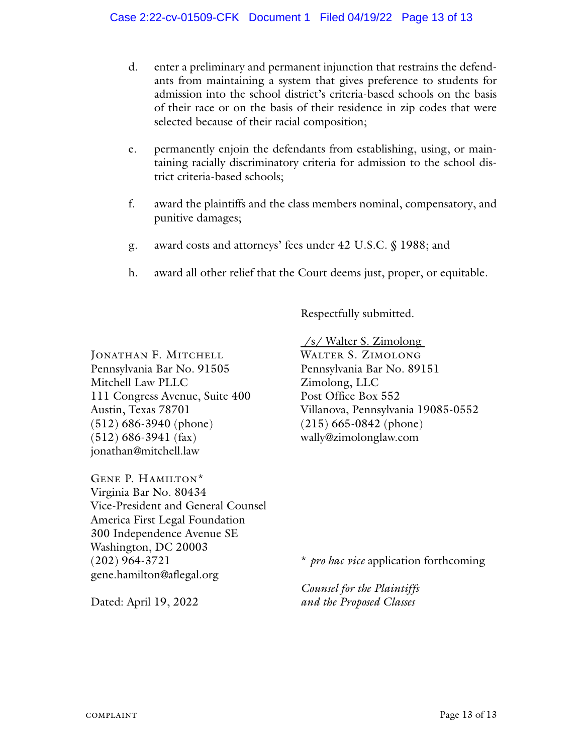d. enter a preliminary and permanent injunction that restrains the defendants from maintaining a system that gives preference to students for admission into the school district's criteria-based schools on the basis of their race or on the basis of their residence in zip codes that were selected because of their racial composition;

e. permanently enjoin the defendants from establishing, using, or maintaining racially discriminatory criteria for admission to the school district criteria-based schools;

f. award the plaintiffs and the class members nominal, compensatory, and punitive damages;

g. award costs and attorneys' fees under 42 U.S.C. § 1988; and

h. award all other relief that the Court deems just, proper, or equitable.

Respectfully submitted.

/s/ Walter S. Zimolong
WALTER S. ZIMOLONG
Pennsylvania Bar No. 89151
Zimolong, LLC
Post Office Box 552
Villanova, Pennsylvania 19085-0552
(215) 665-0842 (phone)
wally@zimolonglaw.com

JONATHAN F. MITCHELL
Pennsylvania Bar No. 91505
Mitchell Law PLLC
111 Congress Avenue, Suite 400
Austin, Texas 78701
(512) 686-3940 (phone)
(512) 686-3941 (fax)
jonathan@mitchell.law

GENE P. HAMILTON*
Virginia Bar No. 80434
Vice-President and General Counsel
America First Legal Foundation
300 Independence Avenue SE
Washington, DC 20003
(202) 964-3721
gene.hamilton@aflegal.org

\* *pro hac vice* application forthcoming

*Counsel for the Plaintiffs and the Proposed Classes*

Dated: April 19, 2022